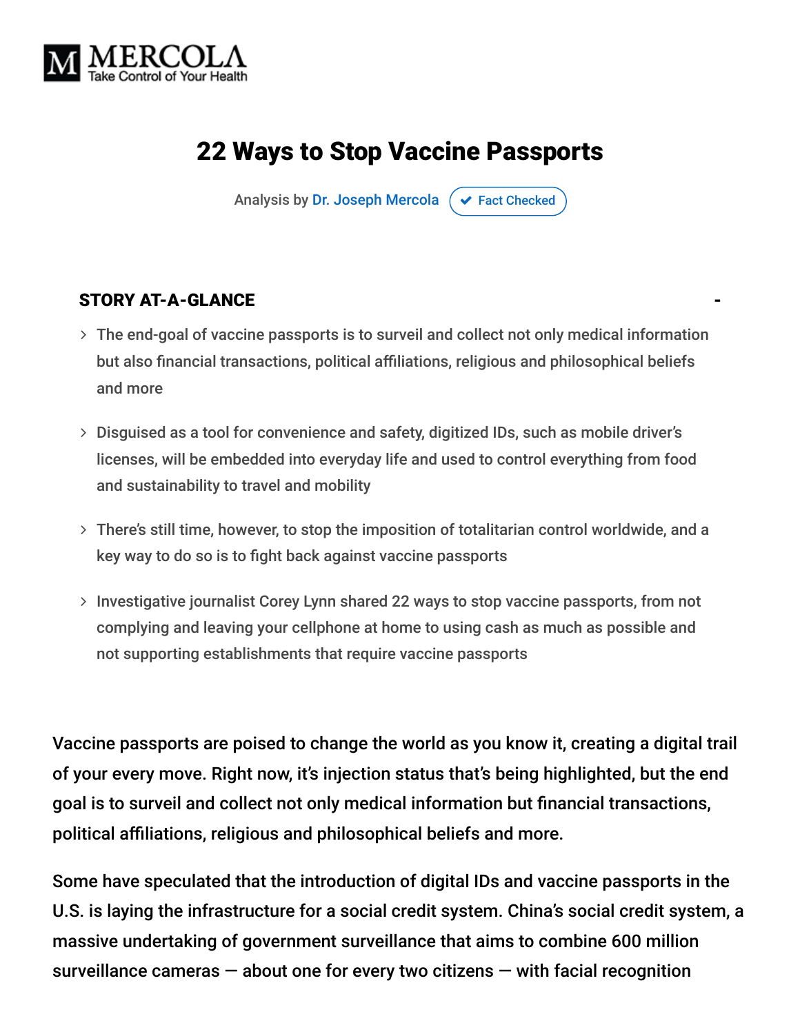MERCOLA
Take Control of Your Health

# 22 Ways to Stop Vaccine Passports

Analysis by Dr. Joseph Mercola ✔ Fact Checked

### STORY AT-A-GLANCE

- The end-goal of vaccine passports is to surveil and collect not only medical information but also financial transactions, political affiliations, religious and philosophical beliefs and more
- Disguised as a tool for convenience and safety, digitized IDs, such as mobile driver's licenses, will be embedded into everyday life and used to control everything from food and sustainability to travel and mobility
- There's still time, however, to stop the imposition of totalitarian control worldwide, and a key way to do so is to fight back against vaccine passports
- Investigative journalist Corey Lynn shared 22 ways to stop vaccine passports, from not complying and leaving your cellphone at home to using cash as much as possible and not supporting establishments that require vaccine passports

Vaccine passports are poised to change the world as you know it, creating a digital trail of your every move. Right now, it's injection status that's being highlighted, but the end goal is to surveil and collect not only medical information but financial transactions, political affiliations, religious and philosophical beliefs and more.

Some have speculated that the introduction of digital IDs and vaccine passports in the U.S. is laying the infrastructure for a social credit system. China's social credit system, a massive undertaking of government surveillance that aims to combine 600 million surveillance cameras — about one for every two citizens — with facial recognition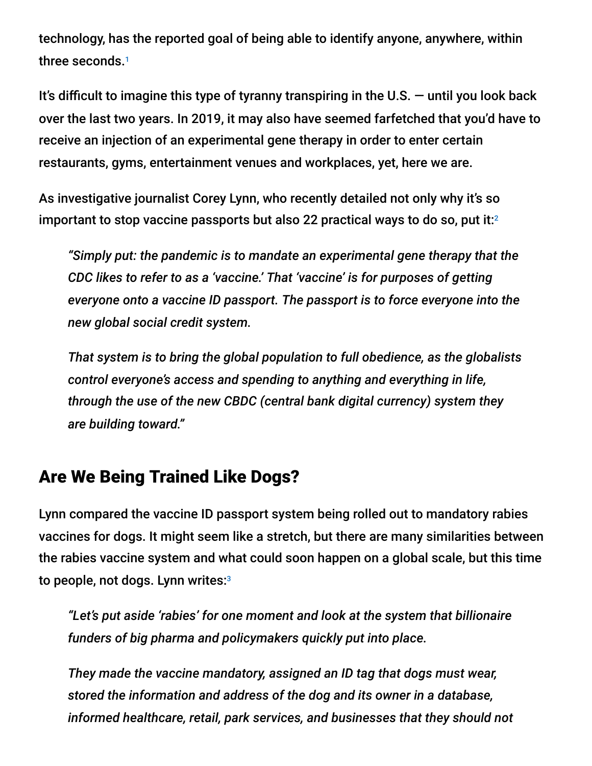technology, has the reported goal of being able to identify anyone, anywhere, within three seconds.[1]

It's difficult to imagine this type of tyranny transpiring in the U.S. — until you look back over the last two years. In 2019, it may also have seemed farfetched that you'd have to receive an injection of an experimental gene therapy in order to enter certain restaurants, gyms, entertainment venues and workplaces, yet, here we are.

As investigative journalist Corey Lynn, who recently detailed not only why it's so important to stop vaccine passports but also 22 practical ways to do so, put it:[2]

> *"Simply put: the pandemic is to mandate an experimental gene therapy that the CDC likes to refer to as a 'vaccine.' That 'vaccine' is for purposes of getting everyone onto a vaccine ID passport. The passport is to force everyone into the new global social credit system.*
>
> *That system is to bring the global population to full obedience, as the globalists control everyone's access and spending to anything and everything in life, through the use of the new CBDC (central bank digital currency) system they are building toward."*

## Are We Being Trained Like Dogs?

Lynn compared the vaccine ID passport system being rolled out to mandatory rabies vaccines for dogs. It might seem like a stretch, but there are many similarities between the rabies vaccine system and what could soon happen on a global scale, but this time to people, not dogs. Lynn writes:[3]

> *"Let's put aside 'rabies' for one moment and look at the system that billionaire funders of big pharma and policymakers quickly put into place.*
>
> *They made the vaccine mandatory, assigned an ID tag that dogs must wear, stored the information and address of the dog and its owner in a database, informed healthcare, retail, park services, and businesses that they should not*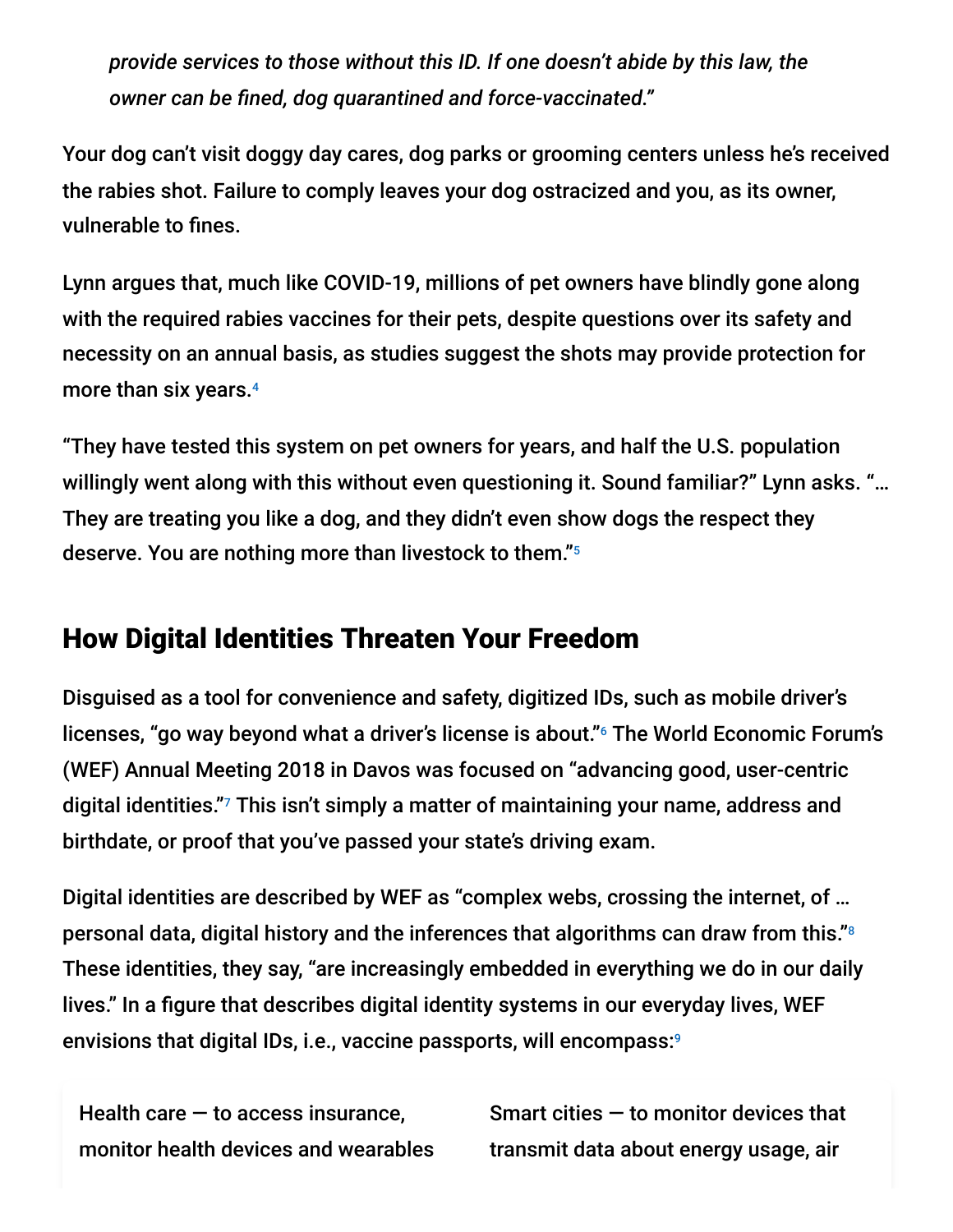*provide services to those without this ID. If one doesn't abide by this law, the owner can be fined, dog quarantined and force-vaccinated."*

Your dog can't visit doggy day cares, dog parks or grooming centers unless he's received the rabies shot. Failure to comply leaves your dog ostracized and you, as its owner, vulnerable to fines.

Lynn argues that, much like COVID-19, millions of pet owners have blindly gone along with the required rabies vaccines for their pets, despite questions over its safety and necessity on an annual basis, as studies suggest the shots may provide protection for more than six years.[4]

"They have tested this system on pet owners for years, and half the U.S. population willingly went along with this without even questioning it. Sound familiar?" Lynn asks. "… They are treating you like a dog, and they didn't even show dogs the respect they deserve. You are nothing more than livestock to them."[5]

## How Digital Identities Threaten Your Freedom

Disguised as a tool for convenience and safety, digitized IDs, such as mobile driver's licenses, "go way beyond what a driver's license is about."[6] The World Economic Forum's (WEF) Annual Meeting 2018 in Davos was focused on "advancing good, user-centric digital identities."[7] This isn't simply a matter of maintaining your name, address and birthdate, or proof that you've passed your state's driving exam.

Digital identities are described by WEF as "complex webs, crossing the internet, of … personal data, digital history and the inferences that algorithms can draw from this."[8] These identities, they say, "are increasingly embedded in everything we do in our daily lives." In a figure that describes digital identity systems in our everyday lives, WEF envisions that digital IDs, i.e., vaccine passports, will encompass:[9]

Health care — to access insurance, monitor health devices and wearables

Smart cities — to monitor devices that transmit data about energy usage, air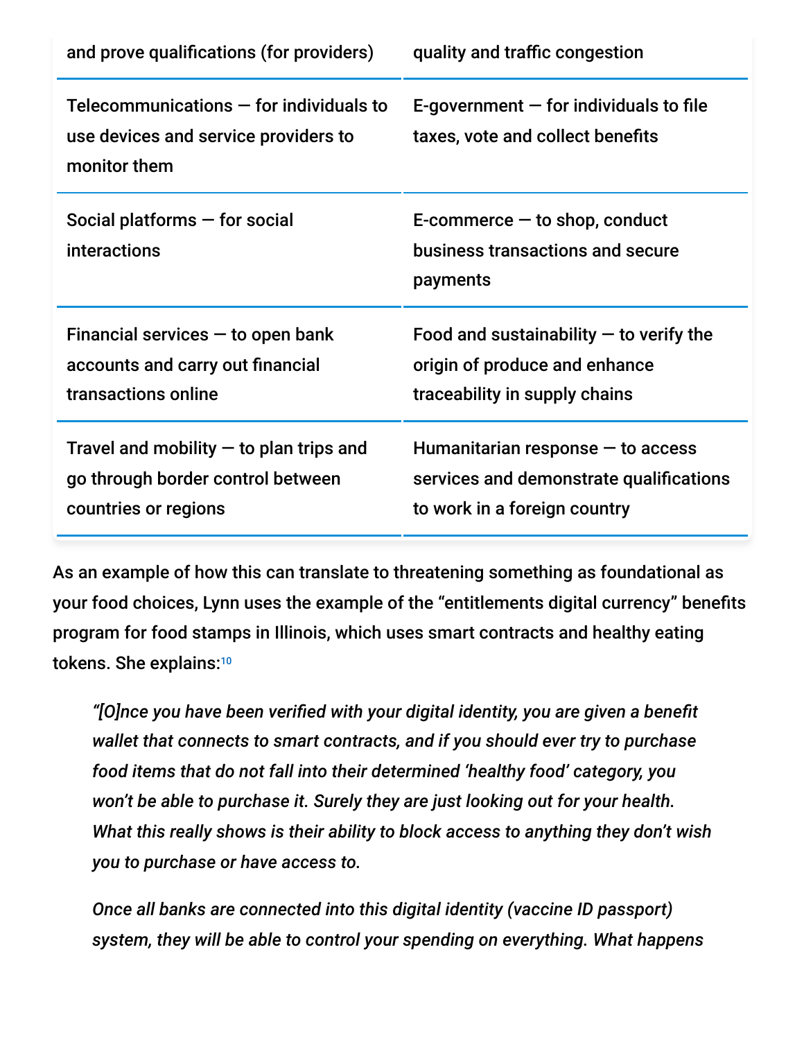| and prove qualifications (for providers) | quality and traffic congestion |
| --- | --- |
| Telecommunications — for individuals to use devices and service providers to monitor them | E-government — for individuals to file taxes, vote and collect benefits |
| Social platforms — for social interactions | E-commerce — to shop, conduct business transactions and secure payments |
| Financial services — to open bank accounts and carry out financial transactions online | Food and sustainability — to verify the origin of produce and enhance traceability in supply chains |
| Travel and mobility — to plan trips and go through border control between countries or regions | Humanitarian response — to access services and demonstrate qualifications to work in a foreign country |

As an example of how this can translate to threatening something as foundational as your food choices, Lynn uses the example of the "entitlements digital currency" benefits program for food stamps in Illinois, which uses smart contracts and healthy eating tokens. She explains:[10]

> *"[O]nce you have been verified with your digital identity, you are given a benefit wallet that connects to smart contracts, and if you should ever try to purchase food items that do not fall into their determined 'healthy food' category, you won't be able to purchase it. Surely they are just looking out for your health. What this really shows is their ability to block access to anything they don't wish you to purchase or have access to.*
>
> *Once all banks are connected into this digital identity (vaccine ID passport) system, they will be able to control your spending on everything. What happens*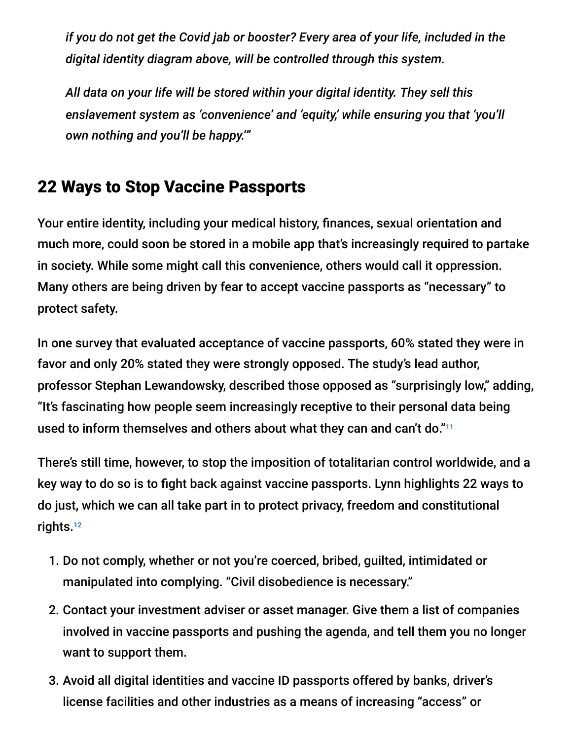*if you do not get the Covid jab or booster? Every area of your life, included in the digital identity diagram above, will be controlled through this system.*

*All data on your life will be stored within your digital identity. They sell this enslavement system as 'convenience' and 'equity,' while ensuring you that 'you'll own nothing and you'll be happy.'"*

## 22 Ways to Stop Vaccine Passports

Your entire identity, including your medical history, finances, sexual orientation and much more, could soon be stored in a mobile app that's increasingly required to partake in society. While some might call this convenience, others would call it oppression. Many others are being driven by fear to accept vaccine passports as "necessary" to protect safety.

In one survey that evaluated acceptance of vaccine passports, 60% stated they were in favor and only 20% stated they were strongly opposed. The study's lead author, professor Stephan Lewandowsky, described those opposed as "surprisingly low," adding, "It's fascinating how people seem increasingly receptive to their personal data being used to inform themselves and others about what they can and can't do."[11]

There's still time, however, to stop the imposition of totalitarian control worldwide, and a key way to do so is to fight back against vaccine passports. Lynn highlights 22 ways to do just, which we can all take part in to protect privacy, freedom and constitutional rights.[12]

1. Do not comply, whether or not you're coerced, bribed, guilted, intimidated or manipulated into complying. "Civil disobedience is necessary."
2. Contact your investment adviser or asset manager. Give them a list of companies involved in vaccine passports and pushing the agenda, and tell them you no longer want to support them.
3. Avoid all digital identities and vaccine ID passports offered by banks, driver's license facilities and other industries as a means of increasing "access" or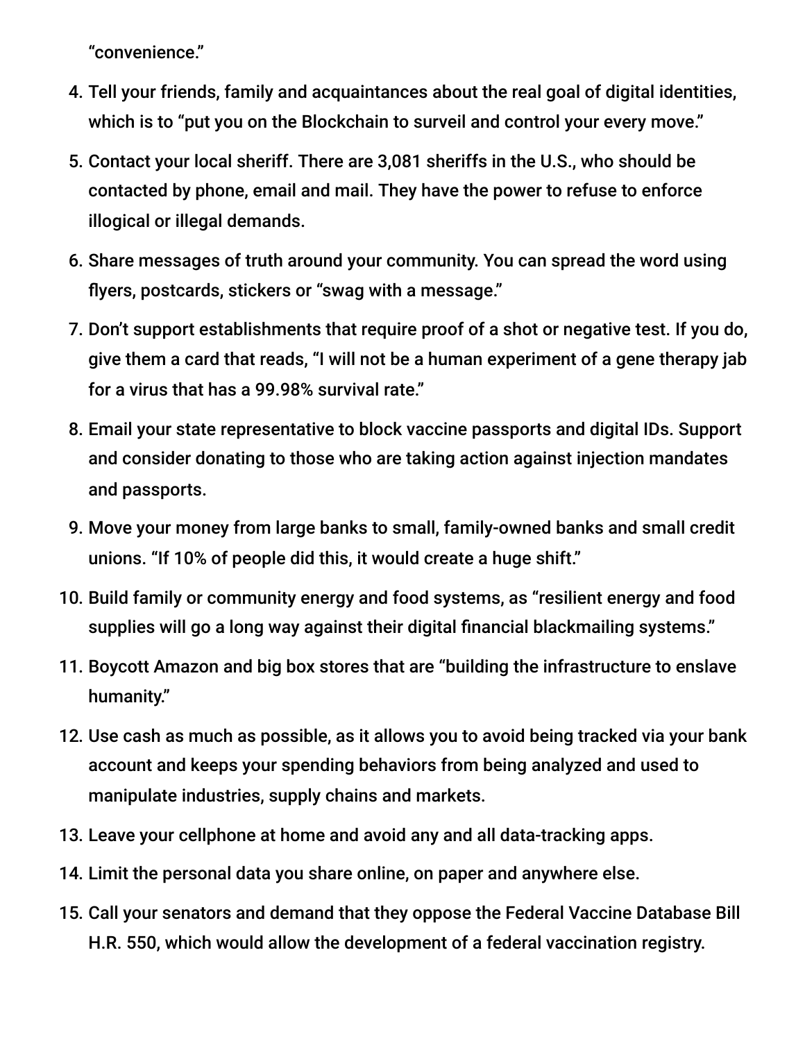"convenience."

4. Tell your friends, family and acquaintances about the real goal of digital identities, which is to "put you on the Blockchain to surveil and control your every move."
5. Contact your local sheriff. There are 3,081 sheriffs in the U.S., who should be contacted by phone, email and mail. They have the power to refuse to enforce illogical or illegal demands.
6. Share messages of truth around your community. You can spread the word using flyers, postcards, stickers or "swag with a message."
7. Don't support establishments that require proof of a shot or negative test. If you do, give them a card that reads, "I will not be a human experiment of a gene therapy jab for a virus that has a 99.98% survival rate."
8. Email your state representative to block vaccine passports and digital IDs. Support and consider donating to those who are taking action against injection mandates and passports.
9. Move your money from large banks to small, family-owned banks and small credit unions. "If 10% of people did this, it would create a huge shift."
10. Build family or community energy and food systems, as "resilient energy and food supplies will go a long way against their digital financial blackmailing systems."
11. Boycott Amazon and big box stores that are "building the infrastructure to enslave humanity."
12. Use cash as much as possible, as it allows you to avoid being tracked via your bank account and keeps your spending behaviors from being analyzed and used to manipulate industries, supply chains and markets.
13. Leave your cellphone at home and avoid any and all data-tracking apps.
14. Limit the personal data you share online, on paper and anywhere else.
15. Call your senators and demand that they oppose the Federal Vaccine Database Bill H.R. 550, which would allow the development of a federal vaccination registry.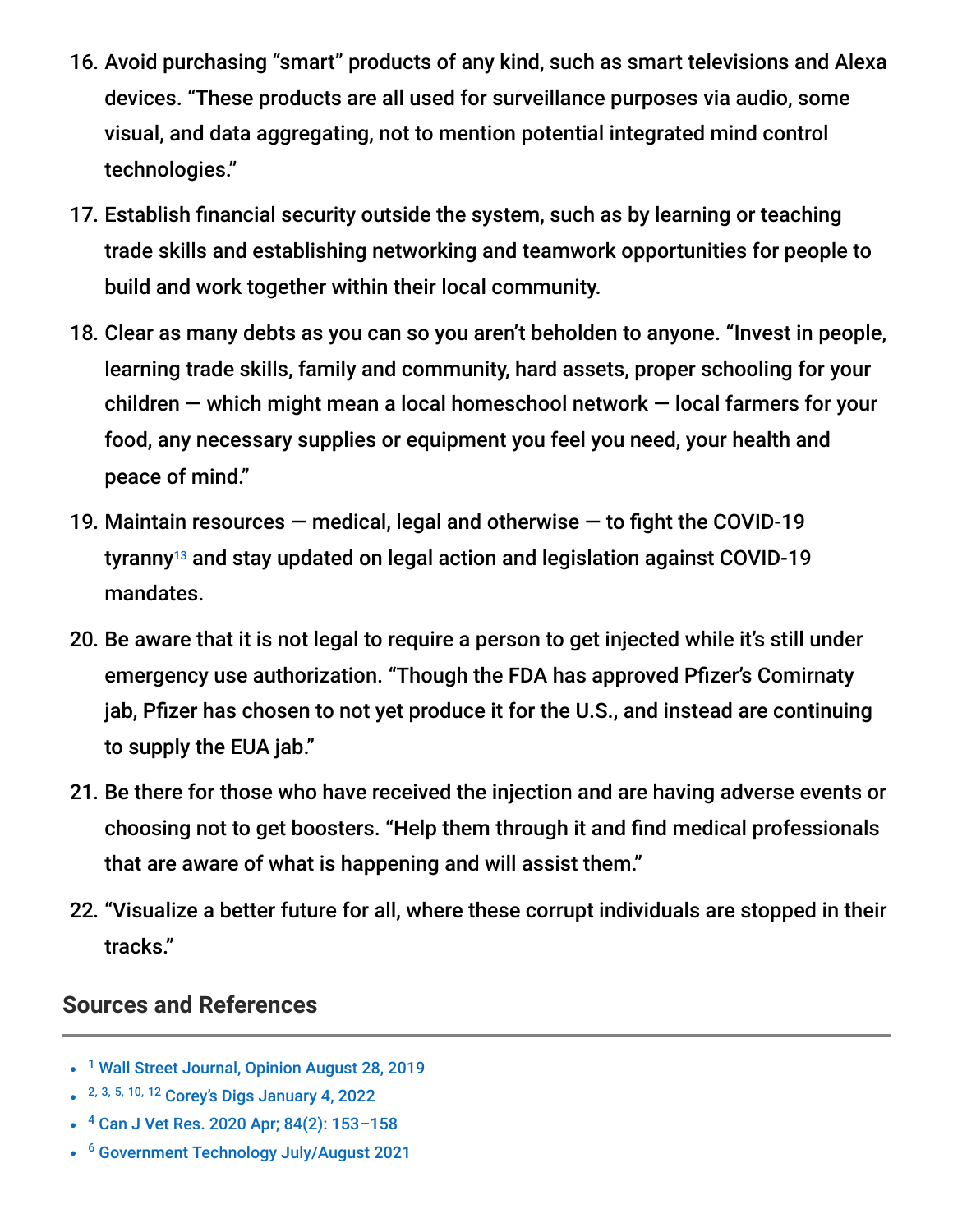16. Avoid purchasing "smart" products of any kind, such as smart televisions and Alexa devices. "These products are all used for surveillance purposes via audio, some visual, and data aggregating, not to mention potential integrated mind control technologies."
17. Establish financial security outside the system, such as by learning or teaching trade skills and establishing networking and teamwork opportunities for people to build and work together within their local community.
18. Clear as many debts as you can so you aren't beholden to anyone. "Invest in people, learning trade skills, family and community, hard assets, proper schooling for your children — which might mean a local homeschool network — local farmers for your food, any necessary supplies or equipment you feel you need, your health and peace of mind."
19. Maintain resources — medical, legal and otherwise — to fight the COVID-19 tyranny[13] and stay updated on legal action and legislation against COVID-19 mandates.
20. Be aware that it is not legal to require a person to get injected while it's still under emergency use authorization. "Though the FDA has approved Pfizer's Comirnaty jab, Pfizer has chosen to not yet produce it for the U.S., and instead are continuing to supply the EUA jab."
21. Be there for those who have received the injection and are having adverse events or choosing not to get boosters. "Help them through it and find medical professionals that are aware of what is happening and will assist them."
22. "Visualize a better future for all, where these corrupt individuals are stopped in their tracks."

## Sources and References

- [1] Wall Street Journal, Opinion August 28, 2019
- [2, 3, 5, 10, 12] Corey's Digs January 4, 2022
- [4] Can J Vet Res. 2020 Apr; 84(2): 153–158
- [6] Government Technology July/August 2021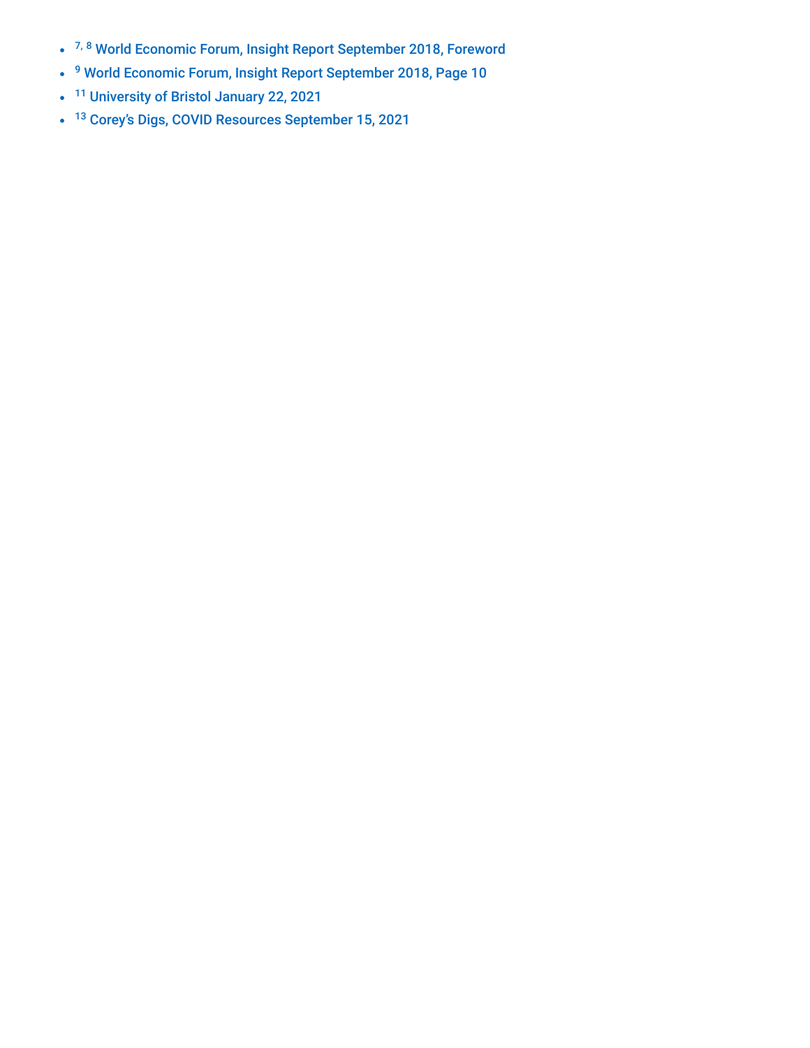- [7, 8] World Economic Forum, Insight Report September 2018, Foreword
- [9] World Economic Forum, Insight Report September 2018, Page 10
- [11] University of Bristol January 22, 2021
- [13] Corey's Digs, COVID Resources September 15, 2021